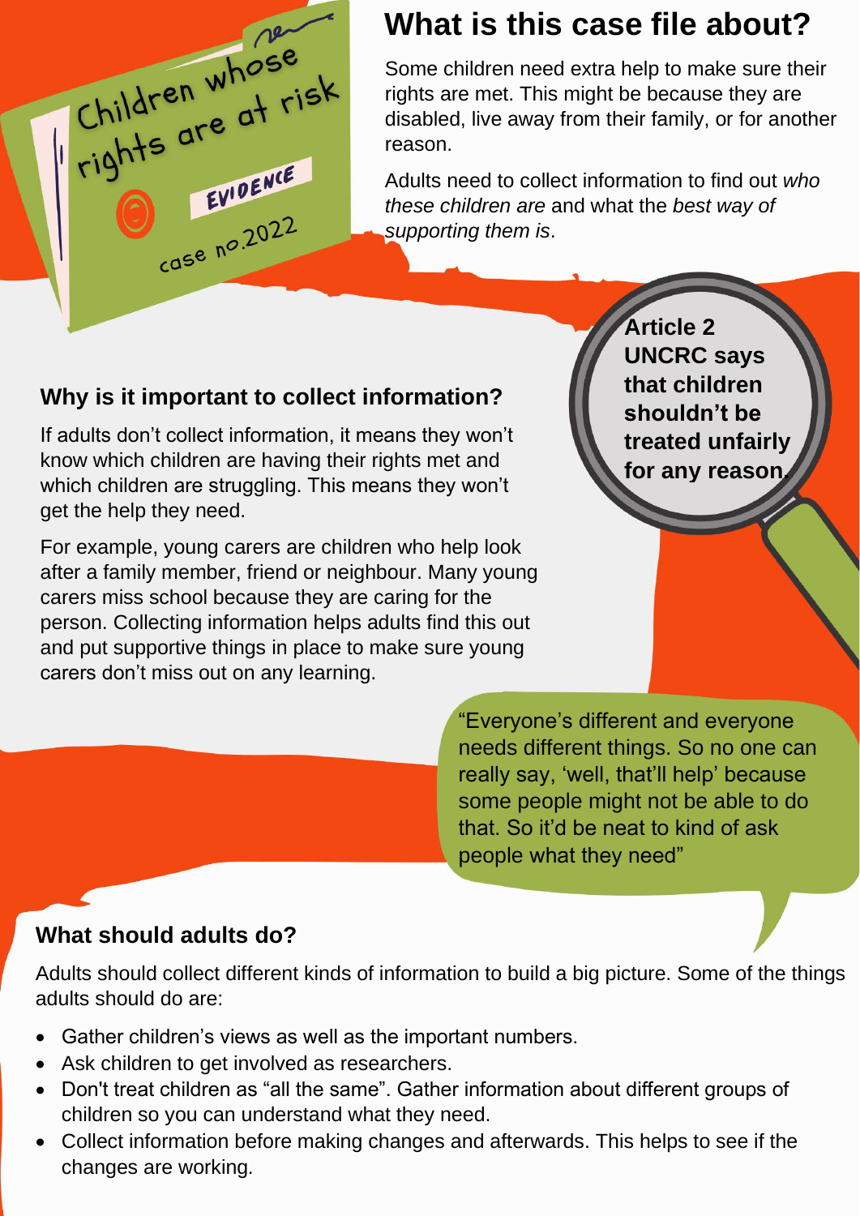Children whose rights are at risk

EVIDENCE

case no.2022

## What is this case file about?

Some children need extra help to make sure their rights are met. This might be because they are disabled, live away from their family, or for another reason.

Adults need to collect information to find out *who these children are* and what the *best way of supporting them is*.

**Article 2 UNCRC says that children shouldn't be treated unfairly for any reason.**

### Why is it important to collect information?

If adults don't collect information, it means they won't know which children are having their rights met and which children are struggling. This means they won't get the help they need.

For example, young carers are children who help look after a family member, friend or neighbour. Many young carers miss school because they are caring for the person. Collecting information helps adults find this out and put supportive things in place to make sure young carers don't miss out on any learning.

"Everyone's different and everyone needs different things. So no one can really say, 'well, that'll help' because some people might not be able to do that. So it'd be neat to kind of ask people what they need"

### What should adults do?

Adults should collect different kinds of information to build a big picture. Some of the things adults should do are:

- Gather children's views as well as the important numbers.
- Ask children to get involved as researchers.
- Don't treat children as "all the same". Gather information about different groups of children so you can understand what they need.
- Collect information before making changes and afterwards. This helps to see if the changes are working.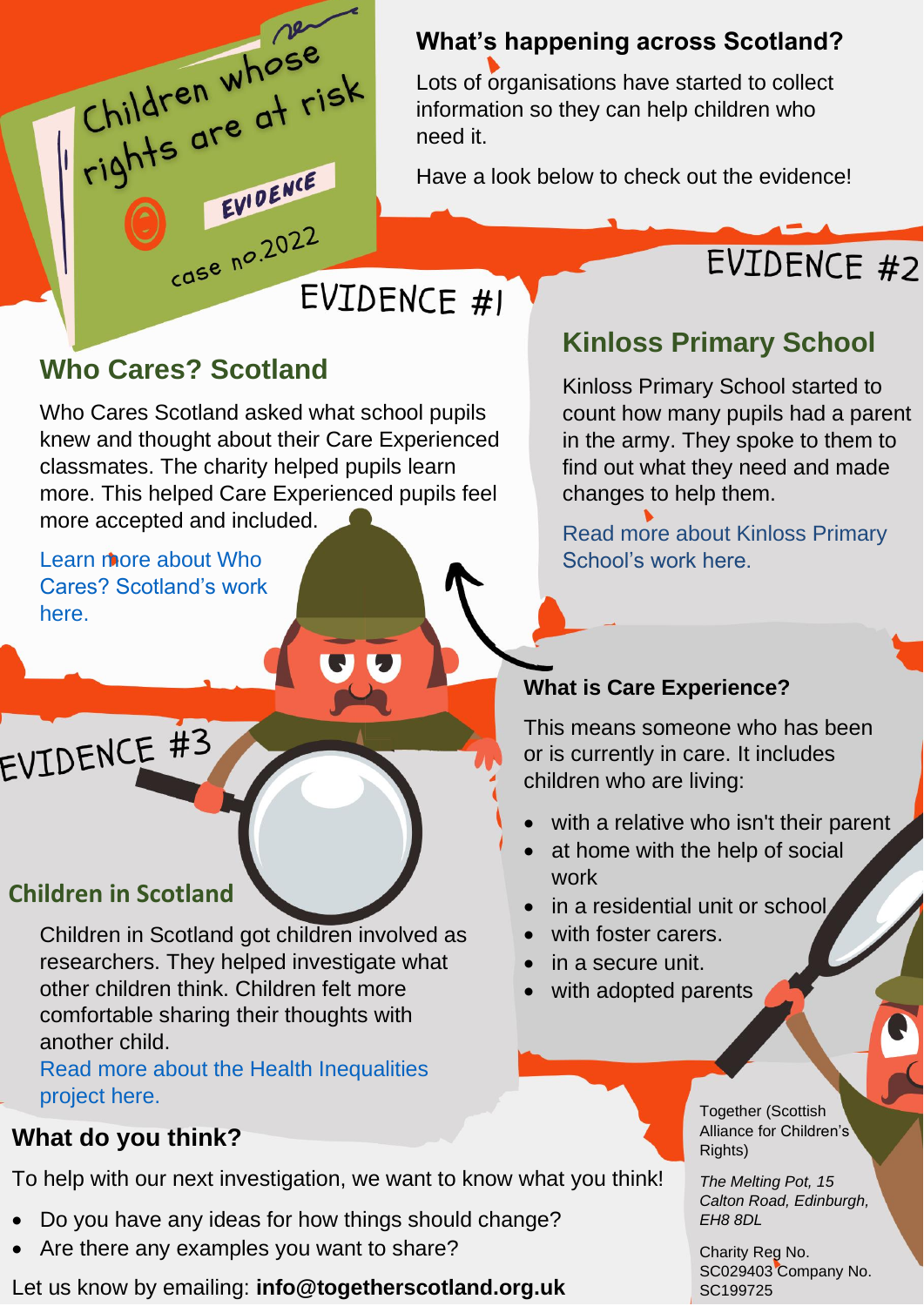Children whose rights are at risk

EVIDENCE

case no.2022

## What's happening across Scotland?

Lots of organisations have started to collect information so they can help children who need it.

Have a look below to check out the evidence!

EVIDENCE #1

## Who Cares? Scotland

Who Cares Scotland asked what school pupils knew and thought about their Care Experienced classmates. The charity helped pupils learn more. This helped Care Experienced pupils feel more accepted and included.

Learn more about Who Cares? Scotland's work here.

EVIDENCE #2

## Kinloss Primary School

Kinloss Primary School started to count how many pupils had a parent in the army. They spoke to them to find out what they need and made changes to help them.

Read more about Kinloss Primary School's work here.

### What is Care Experience?

This means someone who has been or is currently in care. It includes children who are living:

- with a relative who isn't their parent
- at home with the help of social work
- in a residential unit or school
- with foster carers.
- in a secure unit.
- with adopted parents

EVIDENCE #3

## Children in Scotland

Children in Scotland got children involved as researchers. They helped investigate what other children think. Children felt more comfortable sharing their thoughts with another child.

Read more about the Health Inequalities project here.

## What do you think?

To help with our next investigation, we want to know what you think!

- Do you have any ideas for how things should change?
- Are there any examples you want to share?

Let us know by emailing: **info@togetherscotland.org.uk**

Together (Scottish Alliance for Children's Rights)

*The Melting Pot, 15 Calton Road, Edinburgh, EH8 8DL*

Charity Reg No. SC029403 Company No. SC199725